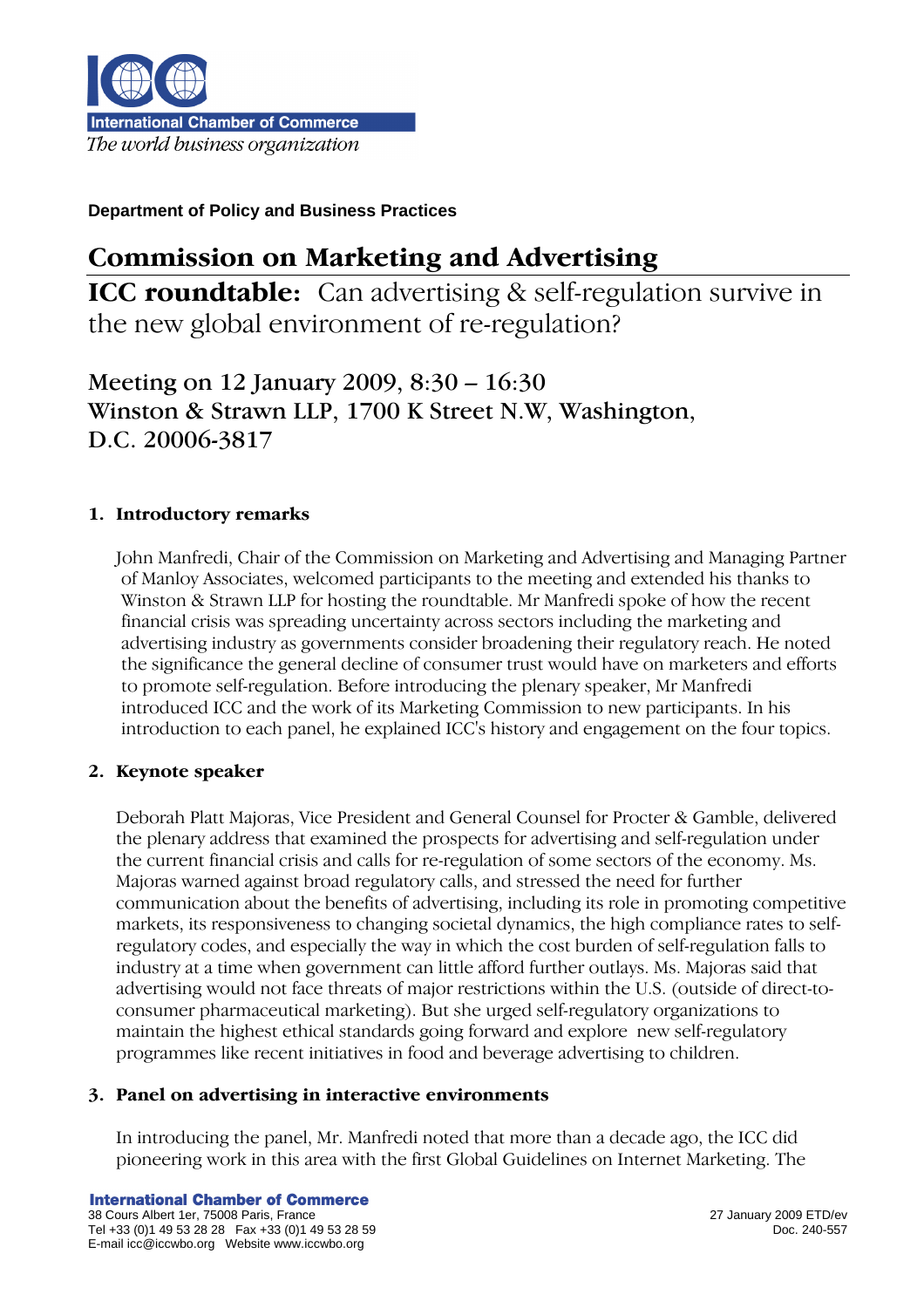International Chamber of Commerce
*The world business organization*

**Department of Policy and Business Practices**

# Commission on Marketing and Advertising

## **ICC roundtable:** Can advertising & self-regulation survive in the new global environment of re-regulation?

## Meeting on 12 January 2009, 8:30 – 16:30
## Winston & Strawn LLP, 1700 K Street N.W, Washington, D.C. 20006-3817

### 1. Introductory remarks

John Manfredi, Chair of the Commission on Marketing and Advertising and Managing Partner of Manloy Associates, welcomed participants to the meeting and extended his thanks to Winston & Strawn LLP for hosting the roundtable. Mr Manfredi spoke of how the recent financial crisis was spreading uncertainty across sectors including the marketing and advertising industry as governments consider broadening their regulatory reach. He noted the significance the general decline of consumer trust would have on marketers and efforts to promote self-regulation. Before introducing the plenary speaker, Mr Manfredi introduced ICC and the work of its Marketing Commission to new participants. In his introduction to each panel, he explained ICC's history and engagement on the four topics.

### 2. Keynote speaker

Deborah Platt Majoras, Vice President and General Counsel for Procter & Gamble, delivered the plenary address that examined the prospects for advertising and self-regulation under the current financial crisis and calls for re-regulation of some sectors of the economy. Ms. Majoras warned against broad regulatory calls, and stressed the need for further communication about the benefits of advertising, including its role in promoting competitive markets, its responsiveness to changing societal dynamics, the high compliance rates to self-regulatory codes, and especially the way in which the cost burden of self-regulation falls to industry at a time when government can little afford further outlays. Ms. Majoras said that advertising would not face threats of major restrictions within the U.S. (outside of direct-to-consumer pharmaceutical marketing). But she urged self-regulatory organizations to maintain the highest ethical standards going forward and explore new self-regulatory programmes like recent initiatives in food and beverage advertising to children.

### 3. Panel on advertising in interactive environments

In introducing the panel, Mr. Manfredi noted that more than a decade ago, the ICC did pioneering work in this area with the first Global Guidelines on Internet Marketing. The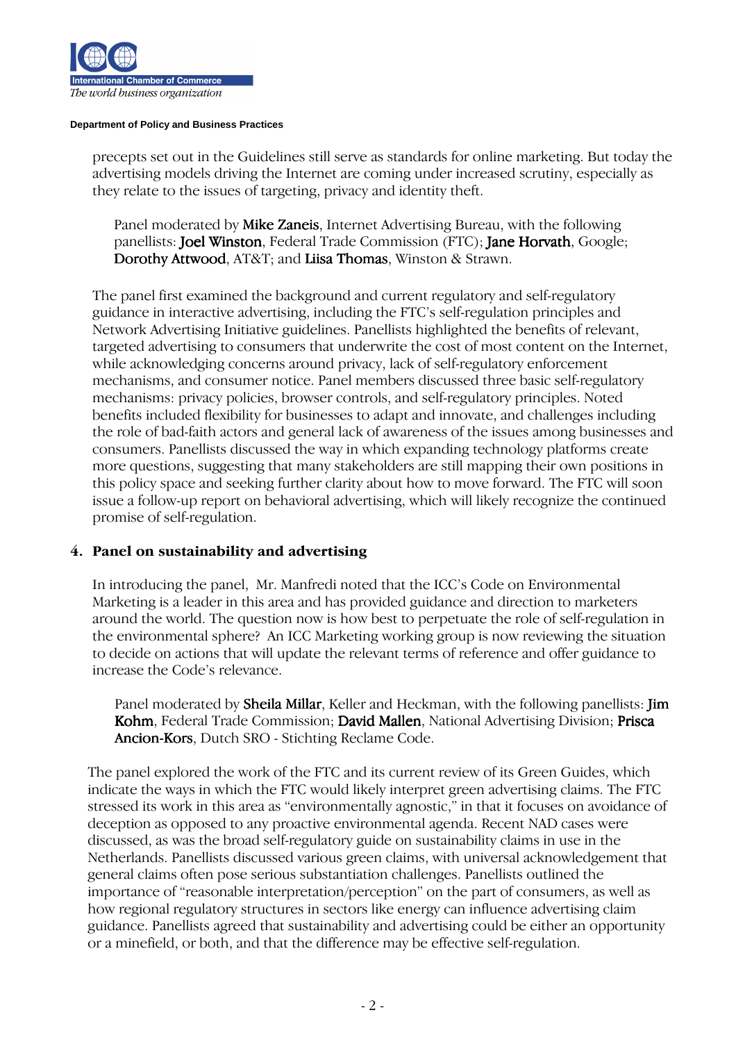precepts set out in the Guidelines still serve as standards for online marketing. But today the advertising models driving the Internet are coming under increased scrutiny, especially as they relate to the issues of targeting, privacy and identity theft.

Panel moderated by **Mike Zaneis**, Internet Advertising Bureau, with the following panellists: **Joel Winston**, Federal Trade Commission (FTC); **Jane Horvath**, Google; **Dorothy Attwood**, AT&T; and **Liisa Thomas**, Winston & Strawn.

The panel first examined the background and current regulatory and self-regulatory guidance in interactive advertising, including the FTC's self-regulation principles and Network Advertising Initiative guidelines. Panellists highlighted the benefits of relevant, targeted advertising to consumers that underwrite the cost of most content on the Internet, while acknowledging concerns around privacy, lack of self-regulatory enforcement mechanisms, and consumer notice. Panel members discussed three basic self-regulatory mechanisms: privacy policies, browser controls, and self-regulatory principles. Noted benefits included flexibility for businesses to adapt and innovate, and challenges including the role of bad-faith actors and general lack of awareness of the issues among businesses and consumers. Panellists discussed the way in which expanding technology platforms create more questions, suggesting that many stakeholders are still mapping their own positions in this policy space and seeking further clarity about how to move forward. The FTC will soon issue a follow-up report on behavioral advertising, which will likely recognize the continued promise of self-regulation.

## 4. Panel on sustainability and advertising

In introducing the panel, Mr. Manfredi noted that the ICC's Code on Environmental Marketing is a leader in this area and has provided guidance and direction to marketers around the world. The question now is how best to perpetuate the role of self-regulation in the environmental sphere? An ICC Marketing working group is now reviewing the situation to decide on actions that will update the relevant terms of reference and offer guidance to increase the Code's relevance.

Panel moderated by **Sheila Millar**, Keller and Heckman, with the following panellists: **Jim Kohm**, Federal Trade Commission; **David Mallen**, National Advertising Division; **Prisca Ancion-Kors**, Dutch SRO - Stichting Reclame Code.

The panel explored the work of the FTC and its current review of its Green Guides, which indicate the ways in which the FTC would likely interpret green advertising claims. The FTC stressed its work in this area as "environmentally agnostic," in that it focuses on avoidance of deception as opposed to any proactive environmental agenda. Recent NAD cases were discussed, as was the broad self-regulatory guide on sustainability claims in use in the Netherlands. Panellists discussed various green claims, with universal acknowledgement that general claims often pose serious substantiation challenges. Panellists outlined the importance of "reasonable interpretation/perception" on the part of consumers, as well as how regional regulatory structures in sectors like energy can influence advertising claim guidance. Panellists agreed that sustainability and advertising could be either an opportunity or a minefield, or both, and that the difference may be effective self-regulation.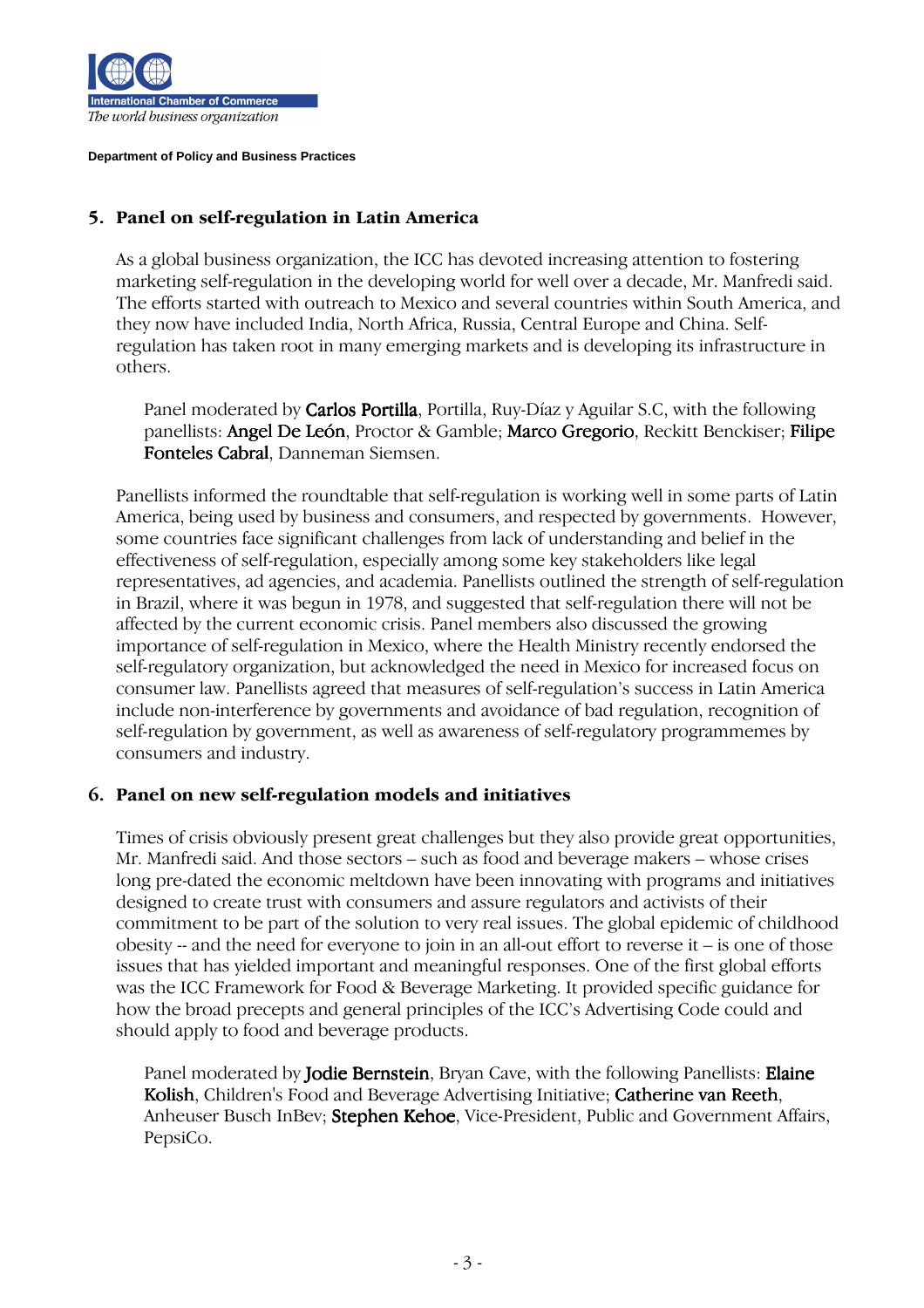## 5. Panel on self-regulation in Latin America

As a global business organization, the ICC has devoted increasing attention to fostering marketing self-regulation in the developing world for well over a decade, Mr. Manfredi said. The efforts started with outreach to Mexico and several countries within South America, and they now have included India, North Africa, Russia, Central Europe and China. Self-regulation has taken root in many emerging markets and is developing its infrastructure in others.

> Panel moderated by **Carlos Portilla**, Portilla, Ruy-Díaz y Aguilar S.C, with the following panellists: **Angel De León**, Proctor & Gamble; **Marco Gregorio**, Reckitt Benckiser; **Filipe Fonteles Cabral**, Danneman Siemsen.

Panellists informed the roundtable that self-regulation is working well in some parts of Latin America, being used by business and consumers, and respected by governments. However, some countries face significant challenges from lack of understanding and belief in the effectiveness of self-regulation, especially among some key stakeholders like legal representatives, ad agencies, and academia. Panellists outlined the strength of self-regulation in Brazil, where it was begun in 1978, and suggested that self-regulation there will not be affected by the current economic crisis. Panel members also discussed the growing importance of self-regulation in Mexico, where the Health Ministry recently endorsed the self-regulatory organization, but acknowledged the need in Mexico for increased focus on consumer law. Panellists agreed that measures of self-regulation's success in Latin America include non-interference by governments and avoidance of bad regulation, recognition of self-regulation by government, as well as awareness of self-regulatory programmemes by consumers and industry.

## 6. Panel on new self-regulation models and initiatives

Times of crisis obviously present great challenges but they also provide great opportunities, Mr. Manfredi said. And those sectors – such as food and beverage makers – whose crises long pre-dated the economic meltdown have been innovating with programs and initiatives designed to create trust with consumers and assure regulators and activists of their commitment to be part of the solution to very real issues. The global epidemic of childhood obesity -- and the need for everyone to join in an all-out effort to reverse it – is one of those issues that has yielded important and meaningful responses. One of the first global efforts was the ICC Framework for Food & Beverage Marketing. It provided specific guidance for how the broad precepts and general principles of the ICC's Advertising Code could and should apply to food and beverage products.

> Panel moderated by **Jodie Bernstein**, Bryan Cave, with the following Panellists: **Elaine Kolish**, Children's Food and Beverage Advertising Initiative; **Catherine van Reeth**, Anheuser Busch InBev; **Stephen Kehoe**, Vice-President, Public and Government Affairs, PepsiCo.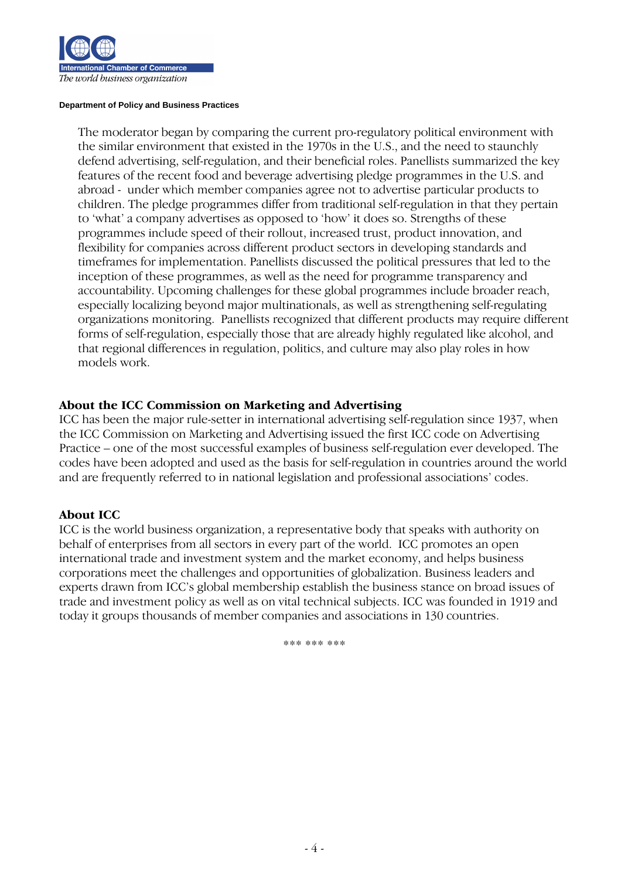The moderator began by comparing the current pro-regulatory political environment with the similar environment that existed in the 1970s in the U.S., and the need to staunchly defend advertising, self-regulation, and their beneficial roles. Panellists summarized the key features of the recent food and beverage advertising pledge programmes in the U.S. and abroad - under which member companies agree not to advertise particular products to children. The pledge programmes differ from traditional self-regulation in that they pertain to 'what' a company advertises as opposed to 'how' it does so. Strengths of these programmes include speed of their rollout, increased trust, product innovation, and flexibility for companies across different product sectors in developing standards and timeframes for implementation. Panellists discussed the political pressures that led to the inception of these programmes, as well as the need for programme transparency and accountability. Upcoming challenges for these global programmes include broader reach, especially localizing beyond major multinationals, as well as strengthening self-regulating organizations monitoring. Panellists recognized that different products may require different forms of self-regulation, especially those that are already highly regulated like alcohol, and that regional differences in regulation, politics, and culture may also play roles in how models work.

**About the ICC Commission on Marketing and Advertising**

ICC has been the major rule-setter in international advertising self-regulation since 1937, when the ICC Commission on Marketing and Advertising issued the first ICC code on Advertising Practice – one of the most successful examples of business self-regulation ever developed. The codes have been adopted and used as the basis for self-regulation in countries around the world and are frequently referred to in national legislation and professional associations' codes.

**About ICC**

ICC is the world business organization, a representative body that speaks with authority on behalf of enterprises from all sectors in every part of the world. ICC promotes an open international trade and investment system and the market economy, and helps business corporations meet the challenges and opportunities of globalization. Business leaders and experts drawn from ICC's global membership establish the business stance on broad issues of trade and investment policy as well as on vital technical subjects. ICC was founded in 1919 and today it groups thousands of member companies and associations in 130 countries.

*** *** ***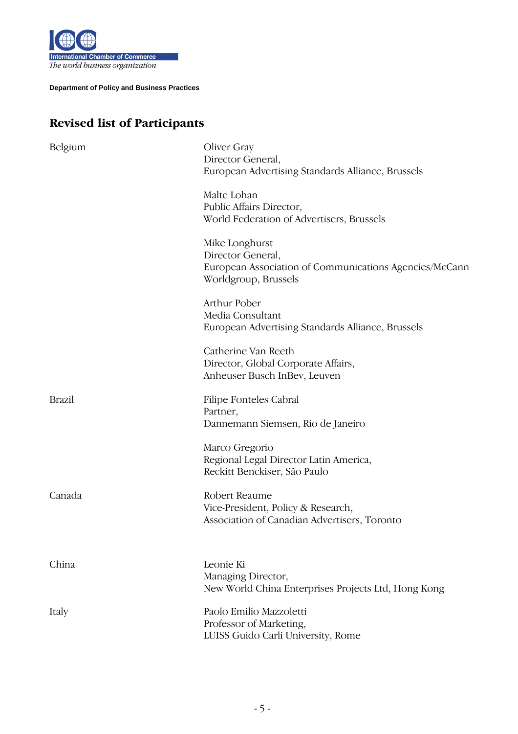Department of Policy and Business Practices

## Revised list of Participants

| | |
|---|---|
| Belgium | Oliver Gray<br>Director General,<br>European Advertising Standards Alliance, Brussels |
| | Malte Lohan<br>Public Affairs Director,<br>World Federation of Advertisers, Brussels |
| | Mike Longhurst<br>Director General,<br>European Association of Communications Agencies/McCann Worldgroup, Brussels |
| | Arthur Pober<br>Media Consultant<br>European Advertising Standards Alliance, Brussels |
| | Catherine Van Reeth<br>Director, Global Corporate Affairs,<br>Anheuser Busch InBev, Leuven |
| Brazil | Filipe Fonteles Cabral<br>Partner,<br>Dannemann Siemsen, Rio de Janeiro |
| | Marco Gregorio<br>Regional Legal Director Latin America,<br>Reckitt Benckiser, São Paulo |
| Canada | Robert Reaume<br>Vice-President, Policy & Research,<br>Association of Canadian Advertisers, Toronto |
| China | Leonie Ki<br>Managing Director,<br>New World China Enterprises Projects Ltd, Hong Kong |
| Italy | Paolo Emilio Mazzoletti<br>Professor of Marketing,<br>LUISS Guido Carli University, Rome |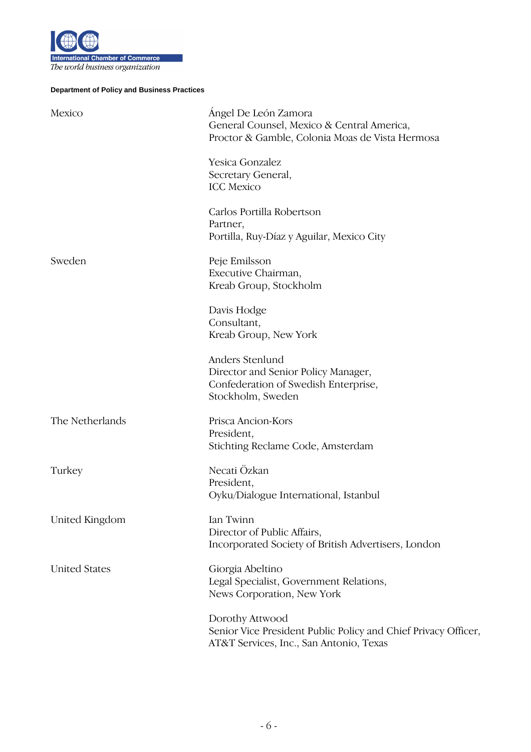**Department of Policy and Business Practices**

| | |
|---|---|
| Mexico | Ángel De León Zamora<br>General Counsel, Mexico & Central America,<br>Proctor & Gamble, Colonia Moas de Vista Hermosa |
| | Yesica Gonzalez<br>Secretary General,<br>ICC Mexico |
| | Carlos Portilla Robertson<br>Partner,<br>Portilla, Ruy-Díaz y Aguilar, Mexico City |
| Sweden | Peje Emilsson<br>Executive Chairman,<br>Kreab Group, Stockholm |
| | Davis Hodge<br>Consultant,<br>Kreab Group, New York |
| | Anders Stenlund<br>Director and Senior Policy Manager,<br>Confederation of Swedish Enterprise,<br>Stockholm, Sweden |
| The Netherlands | Prisca Ancion-Kors<br>President,<br>Stichting Reclame Code, Amsterdam |
| Turkey | Necati Özkan<br>President,<br>Oyku/Dialogue International, Istanbul |
| United Kingdom | Ian Twinn<br>Director of Public Affairs,<br>Incorporated Society of British Advertisers, London |
| United States | Giorgia Abeltino<br>Legal Specialist, Government Relations,<br>News Corporation, New York |
| | Dorothy Attwood<br>Senior Vice President Public Policy and Chief Privacy Officer,<br>AT&T Services, Inc., San Antonio, Texas |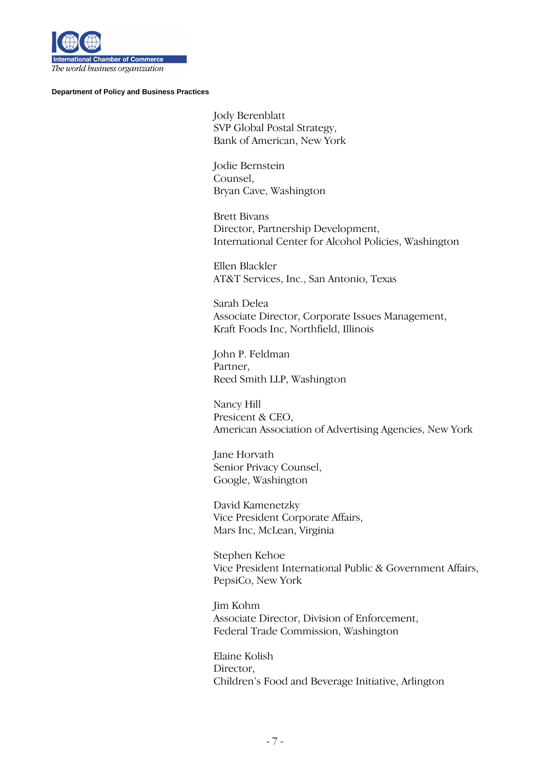**Department of Policy and Business Practices**

Jody Berenblatt
SVP Global Postal Strategy,
Bank of American, New York

Jodie Bernstein
Counsel,
Bryan Cave, Washington

Brett Bivans
Director, Partnership Development,
International Center for Alcohol Policies, Washington

Ellen Blackler
AT&T Services, Inc., San Antonio, Texas

Sarah Delea
Associate Director, Corporate Issues Management,
Kraft Foods Inc, Northfield, Illinois

John P. Feldman
Partner,
Reed Smith LLP, Washington

Nancy Hill
Prescicent & CEO,
American Association of Advertising Agencies, New York

Jane Horvath
Senior Privacy Counsel,
Google, Washington

David Kamenetzky
Vice President Corporate Affairs,
Mars Inc, McLean, Virginia

Stephen Kehoe
Vice President International Public & Government Affairs,
PepsiCo, New York

Jim Kohm
Associate Director, Division of Enforcement,
Federal Trade Commission, Washington

Elaine Kolish
Director,
Children's Food and Beverage Initiative, Arlington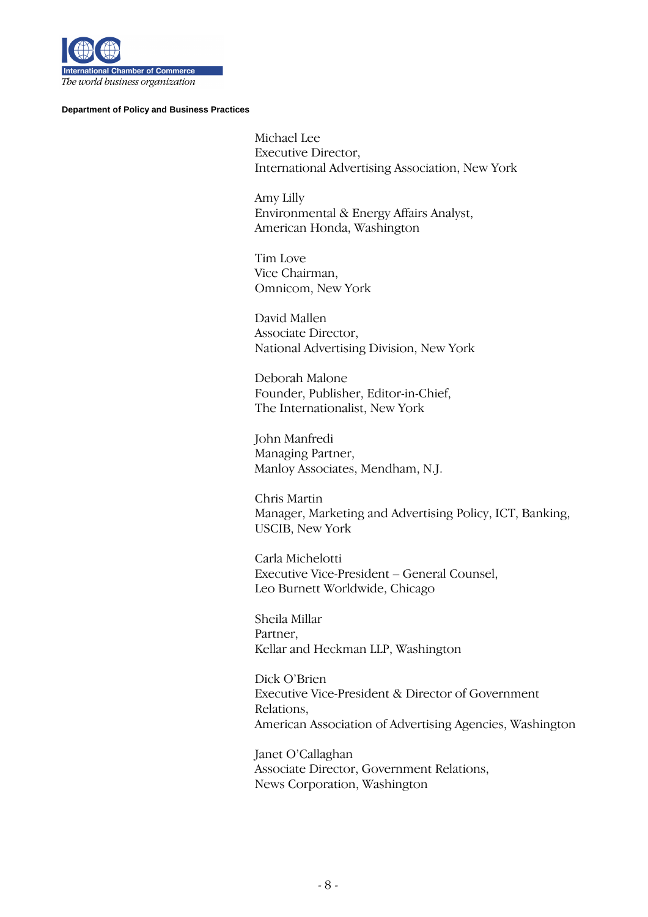Michael Lee
Executive Director,
International Advertising Association, New York

Amy Lilly
Environmental & Energy Affairs Analyst,
American Honda, Washington

Tim Love
Vice Chairman,
Omnicom, New York

David Mallen
Associate Director,
National Advertising Division, New York

Deborah Malone
Founder, Publisher, Editor-in-Chief,
The Internationalist, New York

John Manfredi
Managing Partner,
Manloy Associates, Mendham, N.J.

Chris Martin
Manager, Marketing and Advertising Policy, ICT, Banking,
USCIB, New York

Carla Michelotti
Executive Vice-President – General Counsel,
Leo Burnett Worldwide, Chicago

Sheila Millar
Partner,
Kellar and Heckman LLP, Washington

Dick O'Brien
Executive Vice-President & Director of Government Relations,
American Association of Advertising Agencies, Washington

Janet O'Callaghan
Associate Director, Government Relations,
News Corporation, Washington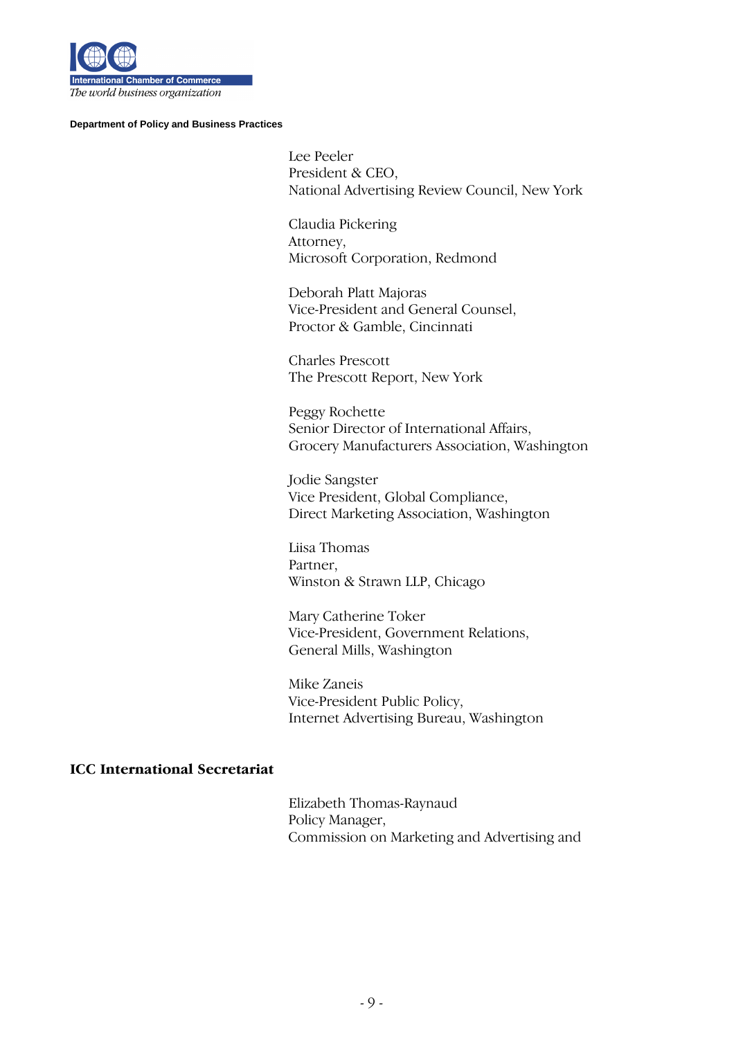Lee Peeler
President & CEO,
National Advertising Review Council, New York

Claudia Pickering
Attorney,
Microsoft Corporation, Redmond

Deborah Platt Majoras
Vice-President and General Counsel,
Proctor & Gamble, Cincinnati

Charles Prescott
The Prescott Report, New York

Peggy Rochette
Senior Director of International Affairs,
Grocery Manufacturers Association, Washington

Jodie Sangster
Vice President, Global Compliance,
Direct Marketing Association, Washington

Liisa Thomas
Partner,
Winston & Strawn LLP, Chicago

Mary Catherine Toker
Vice-President, Government Relations,
General Mills, Washington

Mike Zaneis
Vice-President Public Policy,
Internet Advertising Bureau, Washington

**ICC International Secretariat**

Elizabeth Thomas-Raynaud
Policy Manager,
Commission on Marketing and Advertising and